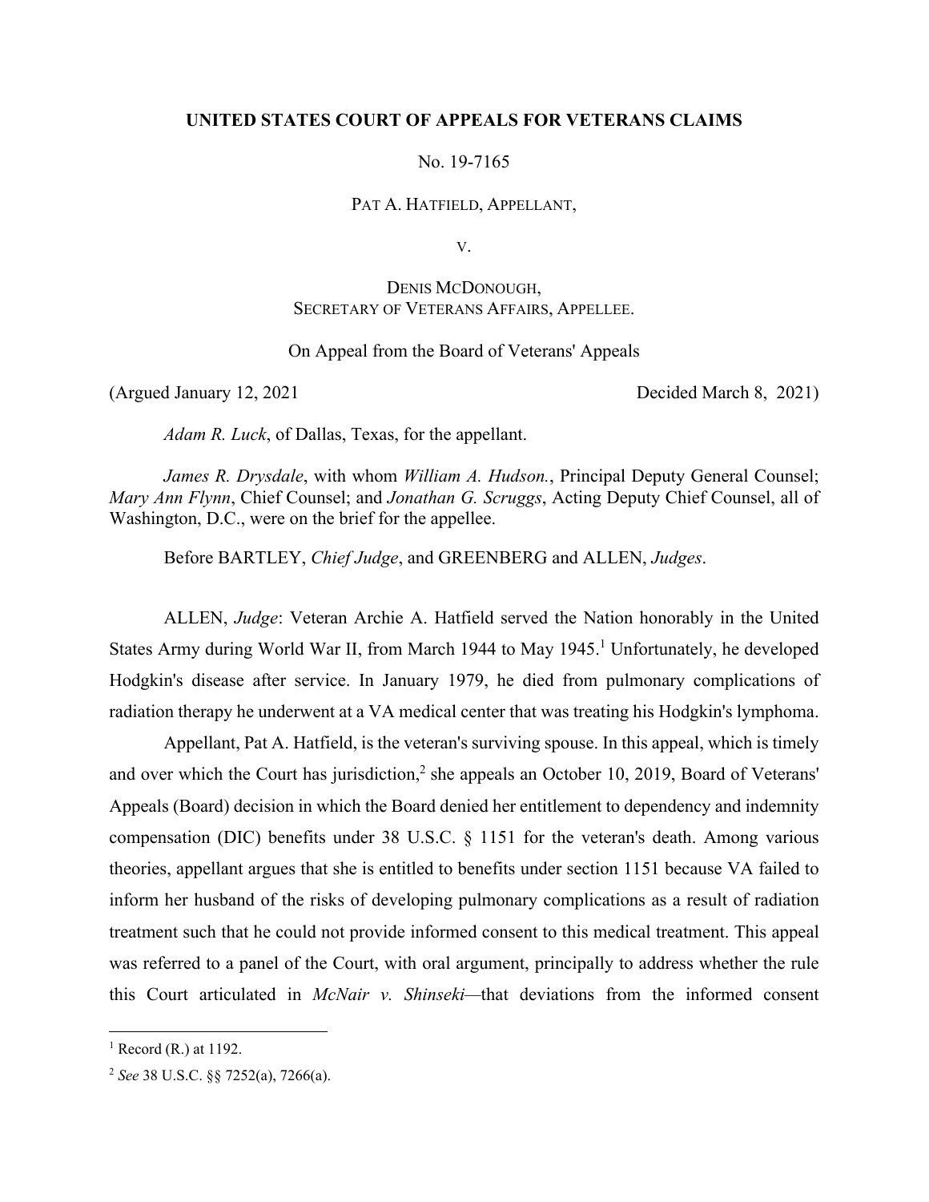**UNITED STATES COURT OF APPEALS FOR VETERANS CLAIMS**

No. 19-7165

PAT A. HATFIELD, APPELLANT,

V.

DENIS MCDONOUGH,
SECRETARY OF VETERANS AFFAIRS, APPELLEE.

On Appeal from the Board of Veterans' Appeals

(Argued January 12, 2021 Decided March 8, 2021)

*Adam R. Luck*, of Dallas, Texas, for the appellant.

*James R. Drysdale*, with whom *William A. Hudson.*, Principal Deputy General Counsel; *Mary Ann Flynn*, Chief Counsel; and *Jonathan G. Scruggs*, Acting Deputy Chief Counsel, all of Washington, D.C., were on the brief for the appellee.

Before BARTLEY, *Chief Judge*, and GREENBERG and ALLEN, *Judges*.

ALLEN, *Judge*: Veteran Archie A. Hatfield served the Nation honorably in the United States Army during World War II, from March 1944 to May 1945.[1] Unfortunately, he developed Hodgkin's disease after service. In January 1979, he died from pulmonary complications of radiation therapy he underwent at a VA medical center that was treating his Hodgkin's lymphoma.

Appellant, Pat A. Hatfield, is the veteran's surviving spouse. In this appeal, which is timely and over which the Court has jurisdiction,[2] she appeals an October 10, 2019, Board of Veterans' Appeals (Board) decision in which the Board denied her entitlement to dependency and indemnity compensation (DIC) benefits under 38 U.S.C. § 1151 for the veteran's death. Among various theories, appellant argues that she is entitled to benefits under section 1151 because VA failed to inform her husband of the risks of developing pulmonary complications as a result of radiation treatment such that he could not provide informed consent to this medical treatment. This appeal was referred to a panel of the Court, with oral argument, principally to address whether the rule this Court articulated in *McNair v. Shinseki*—that deviations from the informed consent

---

[1] Record (R.) at 1192.

[2] *See* 38 U.S.C. §§ 7252(a), 7266(a).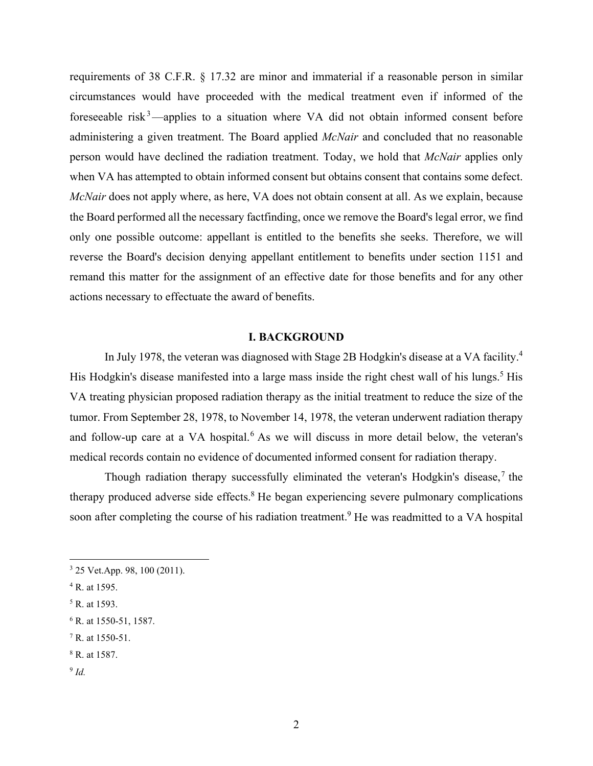requirements of 38 C.F.R. § 17.32 are minor and immaterial if a reasonable person in similar circumstances would have proceeded with the medical treatment even if informed of the foreseeable risk[3]—applies to a situation where VA did not obtain informed consent before administering a given treatment. The Board applied *McNair* and concluded that no reasonable person would have declined the radiation treatment. Today, we hold that *McNair* applies only when VA has attempted to obtain informed consent but obtains consent that contains some defect. *McNair* does not apply where, as here, VA does not obtain consent at all. As we explain, because the Board performed all the necessary factfinding, once we remove the Board's legal error, we find only one possible outcome: appellant is entitled to the benefits she seeks. Therefore, we will reverse the Board's decision denying appellant entitlement to benefits under section 1151 and remand this matter for the assignment of an effective date for those benefits and for any other actions necessary to effectuate the award of benefits.

## I. BACKGROUND

In July 1978, the veteran was diagnosed with Stage 2B Hodgkin's disease at a VA facility.[4] His Hodgkin's disease manifested into a large mass inside the right chest wall of his lungs.[5] His VA treating physician proposed radiation therapy as the initial treatment to reduce the size of the tumor. From September 28, 1978, to November 14, 1978, the veteran underwent radiation therapy and follow-up care at a VA hospital.[6] As we will discuss in more detail below, the veteran's medical records contain no evidence of documented informed consent for radiation therapy.

Though radiation therapy successfully eliminated the veteran's Hodgkin's disease,[7] the therapy produced adverse side effects.[8] He began experiencing severe pulmonary complications soon after completing the course of his radiation treatment.[9] He was readmitted to a VA hospital

---

[3] 25 Vet.App. 98, 100 (2011).

[4] R. at 1595.

[5] R. at 1593.

[6] R. at 1550-51, 1587.

[7] R. at 1550-51.

[8] R. at 1587.

[9] *Id.*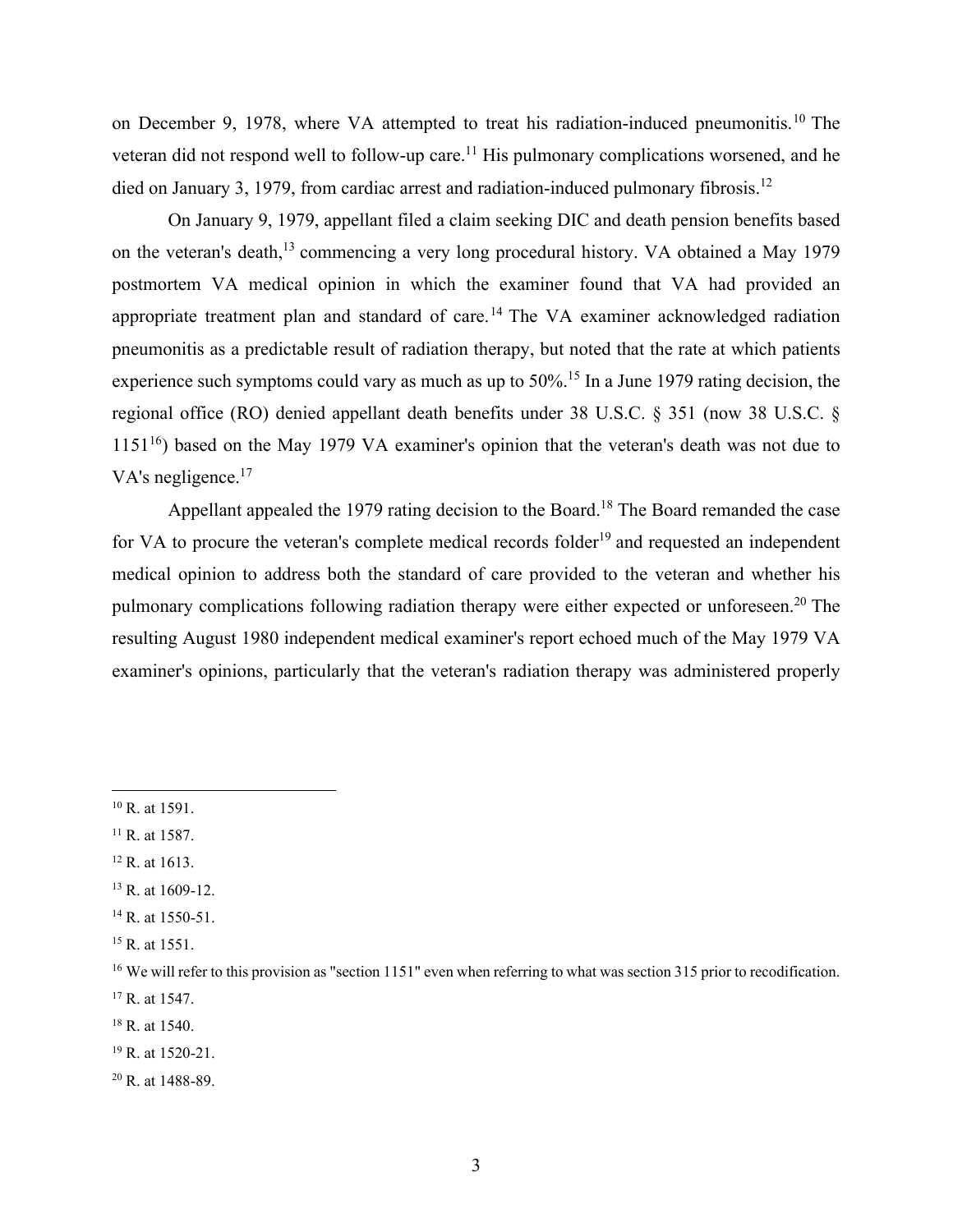on December 9, 1978, where VA attempted to treat his radiation-induced pneumonitis.[10] The veteran did not respond well to follow-up care.[11] His pulmonary complications worsened, and he died on January 3, 1979, from cardiac arrest and radiation-induced pulmonary fibrosis.[12]

On January 9, 1979, appellant filed a claim seeking DIC and death pension benefits based on the veteran's death,[13] commencing a very long procedural history. VA obtained a May 1979 postmortem VA medical opinion in which the examiner found that VA had provided an appropriate treatment plan and standard of care.[14] The VA examiner acknowledged radiation pneumonitis as a predictable result of radiation therapy, but noted that the rate at which patients experience such symptoms could vary as much as up to 50%.[15] In a June 1979 rating decision, the regional office (RO) denied appellant death benefits under 38 U.S.C. § 351 (now 38 U.S.C. § 1151[16]) based on the May 1979 VA examiner's opinion that the veteran's death was not due to VA's negligence.[17]

Appellant appealed the 1979 rating decision to the Board.[18] The Board remanded the case for VA to procure the veteran's complete medical records folder[19] and requested an independent medical opinion to address both the standard of care provided to the veteran and whether his pulmonary complications following radiation therapy were either expected or unforeseen.[20] The resulting August 1980 independent medical examiner's report echoed much of the May 1979 VA examiner's opinions, particularly that the veteran's radiation therapy was administered properly

---

[10] R. at 1591.

[11] R. at 1587.

[12] R. at 1613.

[13] R. at 1609-12.

[14] R. at 1550-51.

[15] R. at 1551.

[16] We will refer to this provision as "section 1151" even when referring to what was section 315 prior to recodification.

[17] R. at 1547.

[18] R. at 1540.

[19] R. at 1520-21.

[20] R. at 1488-89.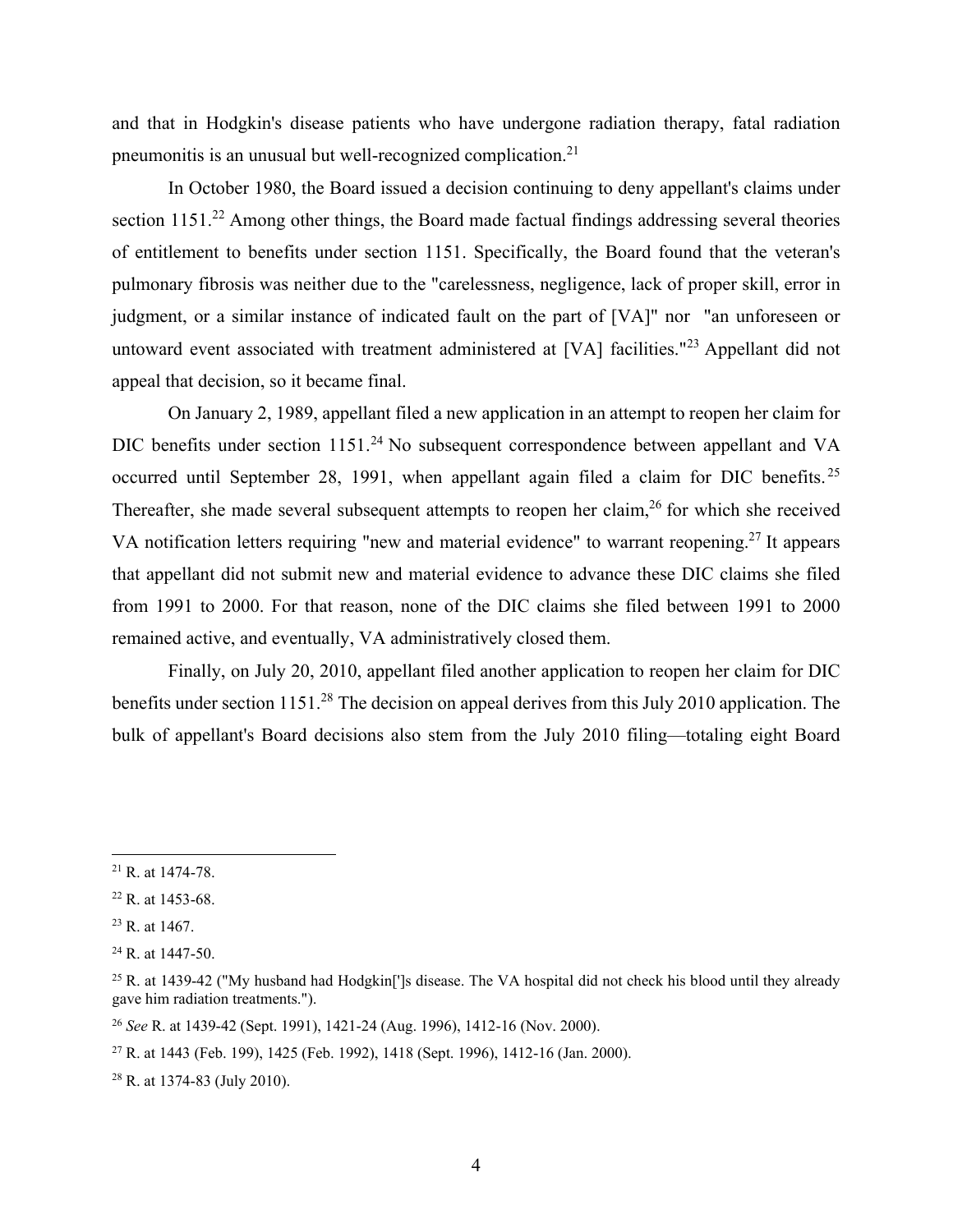and that in Hodgkin's disease patients who have undergone radiation therapy, fatal radiation pneumonitis is an unusual but well-recognized complication.[21]

In October 1980, the Board issued a decision continuing to deny appellant's claims under section 1151.[22] Among other things, the Board made factual findings addressing several theories of entitlement to benefits under section 1151. Specifically, the Board found that the veteran's pulmonary fibrosis was neither due to the "carelessness, negligence, lack of proper skill, error in judgment, or a similar instance of indicated fault on the part of [VA]" nor "an unforeseen or untoward event associated with treatment administered at [VA] facilities."[23] Appellant did not appeal that decision, so it became final.

On January 2, 1989, appellant filed a new application in an attempt to reopen her claim for DIC benefits under section 1151.[24] No subsequent correspondence between appellant and VA occurred until September 28, 1991, when appellant again filed a claim for DIC benefits.[25] Thereafter, she made several subsequent attempts to reopen her claim,[26] for which she received VA notification letters requiring "new and material evidence" to warrant reopening.[27] It appears that appellant did not submit new and material evidence to advance these DIC claims she filed from 1991 to 2000. For that reason, none of the DIC claims she filed between 1991 to 2000 remained active, and eventually, VA administratively closed them.

Finally, on July 20, 2010, appellant filed another application to reopen her claim for DIC benefits under section 1151.[28] The decision on appeal derives from this July 2010 application. The bulk of appellant's Board decisions also stem from the July 2010 filing—totaling eight Board

---

[21] R. at 1474-78.

[22] R. at 1453-68.

[23] R. at 1467.

[24] R. at 1447-50.

[25] R. at 1439-42 ("My husband had Hodgkin[']s disease. The VA hospital did not check his blood until they already gave him radiation treatments.").

[26] *See* R. at 1439-42 (Sept. 1991), 1421-24 (Aug. 1996), 1412-16 (Nov. 2000).

[27] R. at 1443 (Feb. 199), 1425 (Feb. 1992), 1418 (Sept. 1996), 1412-16 (Jan. 2000).

[28] R. at 1374-83 (July 2010).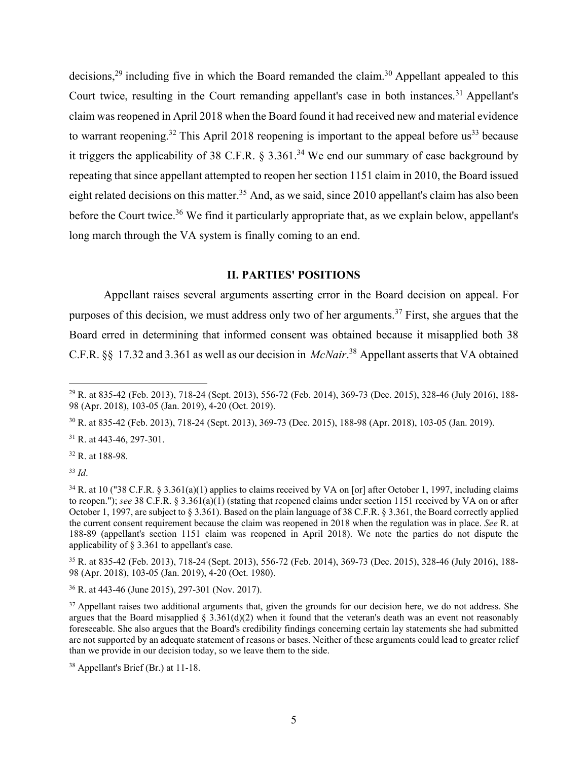decisions,[29] including five in which the Board remanded the claim.[30] Appellant appealed to this Court twice, resulting in the Court remanding appellant's case in both instances.[31] Appellant's claim was reopened in April 2018 when the Board found it had received new and material evidence to warrant reopening.[32] This April 2018 reopening is important to the appeal before us[33] because it triggers the applicability of 38 C.F.R. § 3.361.[34] We end our summary of case background by repeating that since appellant attempted to reopen her section 1151 claim in 2010, the Board issued eight related decisions on this matter.[35] And, as we said, since 2010 appellant's claim has also been before the Court twice.[36] We find it particularly appropriate that, as we explain below, appellant's long march through the VA system is finally coming to an end.

## II. PARTIES' POSITIONS

Appellant raises several arguments asserting error in the Board decision on appeal. For purposes of this decision, we must address only two of her arguments.[37] First, she argues that the Board erred in determining that informed consent was obtained because it misapplied both 38 C.F.R. §§ 17.32 and 3.361 as well as our decision in *McNair*.[38] Appellant asserts that VA obtained

---

[29] R. at 835-42 (Feb. 2013), 718-24 (Sept. 2013), 556-72 (Feb. 2014), 369-73 (Dec. 2015), 328-46 (July 2016), 188-98 (Apr. 2018), 103-05 (Jan. 2019), 4-20 (Oct. 2019).

[30] R. at 835-42 (Feb. 2013), 718-24 (Sept. 2013), 369-73 (Dec. 2015), 188-98 (Apr. 2018), 103-05 (Jan. 2019).

[31] R. at 443-46, 297-301.

[32] R. at 188-98.

[33] *Id*.

[34] R. at 10 ("38 C.F.R. § 3.361(a)(1) applies to claims received by VA on [or] after October 1, 1997, including claims to reopen."); *see* 38 C.F.R. § 3.361(a)(1) (stating that reopened claims under section 1151 received by VA on or after October 1, 1997, are subject to § 3.361). Based on the plain language of 38 C.F.R. § 3.361, the Board correctly applied the current consent requirement because the claim was reopened in 2018 when the regulation was in place. *See* R. at 188-89 (appellant's section 1151 claim was reopened in April 2018). We note the parties do not dispute the applicability of § 3.361 to appellant's case.

[35] R. at 835-42 (Feb. 2013), 718-24 (Sept. 2013), 556-72 (Feb. 2014), 369-73 (Dec. 2015), 328-46 (July 2016), 188-98 (Apr. 2018), 103-05 (Jan. 2019), 4-20 (Oct. 1980).

[36] R. at 443-46 (June 2015), 297-301 (Nov. 2017).

[37] Appellant raises two additional arguments that, given the grounds for our decision here, we do not address. She argues that the Board misapplied § 3.361(d)(2) when it found that the veteran's death was an event not reasonably foreseeable. She also argues that the Board's credibility findings concerning certain lay statements she had submitted are not supported by an adequate statement of reasons or bases. Neither of these arguments could lead to greater relief than we provide in our decision today, so we leave them to the side.

[38] Appellant's Brief (Br.) at 11-18.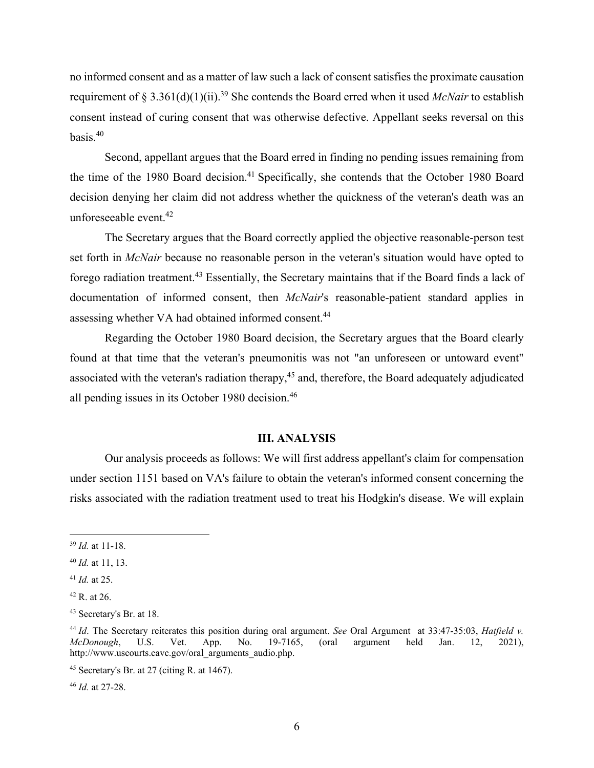no informed consent and as a matter of law such a lack of consent satisfies the proximate causation requirement of § 3.361(d)(1)(ii).[39] She contends the Board erred when it used *McNair* to establish consent instead of curing consent that was otherwise defective. Appellant seeks reversal on this basis.[40]

Second, appellant argues that the Board erred in finding no pending issues remaining from the time of the 1980 Board decision.[41] Specifically, she contends that the October 1980 Board decision denying her claim did not address whether the quickness of the veteran's death was an unforeseeable event.[42]

The Secretary argues that the Board correctly applied the objective reasonable-person test set forth in *McNair* because no reasonable person in the veteran's situation would have opted to forego radiation treatment.[43] Essentially, the Secretary maintains that if the Board finds a lack of documentation of informed consent, then *McNair*'s reasonable-patient standard applies in assessing whether VA had obtained informed consent.[44]

Regarding the October 1980 Board decision, the Secretary argues that the Board clearly found at that time that the veteran's pneumonitis was not "an unforeseen or untoward event" associated with the veteran's radiation therapy,[45] and, therefore, the Board adequately adjudicated all pending issues in its October 1980 decision.[46]

## III. ANALYSIS

Our analysis proceeds as follows: We will first address appellant's claim for compensation under section 1151 based on VA's failure to obtain the veteran's informed consent concerning the risks associated with the radiation treatment used to treat his Hodgkin's disease. We will explain

---

[39] *Id.* at 11-18.

[40] *Id.* at 11, 13.

[41] *Id.* at 25.

[42] R. at 26.

[43] Secretary's Br. at 18.

[44] *Id*. The Secretary reiterates this position during oral argument. *See* Oral Argument at 33:47-35:03, *Hatfield v. McDonough*, U.S. Vet. App. No. 19-7165, (oral argument held Jan. 12, 2021), http://www.uscourts.cavc.gov/oral_arguments_audio.php.

[45] Secretary's Br. at 27 (citing R. at 1467).

[46] *Id.* at 27-28.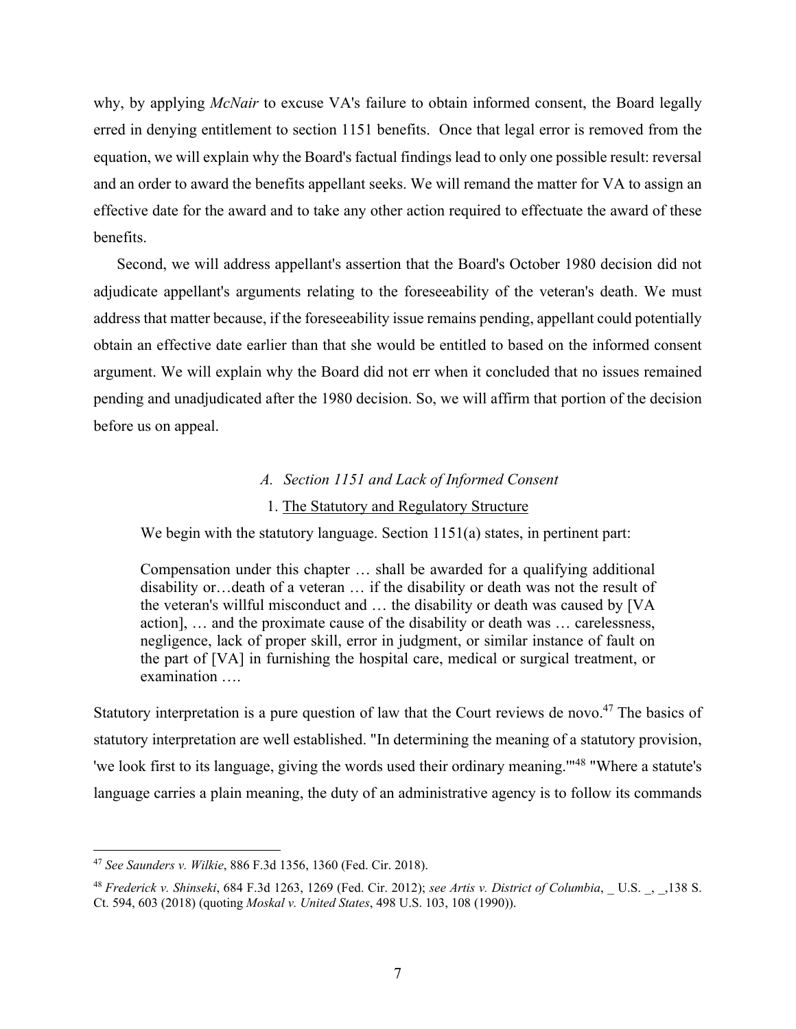why, by applying *McNair* to excuse VA's failure to obtain informed consent, the Board legally erred in denying entitlement to section 1151 benefits. Once that legal error is removed from the equation, we will explain why the Board's factual findings lead to only one possible result: reversal and an order to award the benefits appellant seeks. We will remand the matter for VA to assign an effective date for the award and to take any other action required to effectuate the award of these benefits.

Second, we will address appellant's assertion that the Board's October 1980 decision did not adjudicate appellant's arguments relating to the foreseeability of the veteran's death. We must address that matter because, if the foreseeability issue remains pending, appellant could potentially obtain an effective date earlier than that she would be entitled to based on the informed consent argument. We will explain why the Board did not err when it concluded that no issues remained pending and unadjudicated after the 1980 decision. So, we will affirm that portion of the decision before us on appeal.

### *A. Section 1151 and Lack of Informed Consent*

#### 1. Statutory and Regulatory Structure

We begin with the statutory language. Section 1151(a) states, in pertinent part:

> Compensation under this chapter … shall be awarded for a qualifying additional disability or…death of a veteran … if the disability or death was not the result of the veteran's willful misconduct and … the disability or death was caused by [VA action], … and the proximate cause of the disability or death was … carelessness, negligence, lack of proper skill, error in judgment, or similar instance of fault on the part of [VA] in furnishing the hospital care, medical or surgical treatment, or examination ….

Statutory interpretation is a pure question of law that the Court reviews de novo.[47] The basics of statutory interpretation are well established. "In determining the meaning of a statutory provision, 'we look first to its language, giving the words used their ordinary meaning.'"[48] "Where a statute's language carries a plain meaning, the duty of an administrative agency is to follow its commands

---

[47] *See Saunders v. Wilkie*, 886 F.3d 1356, 1360 (Fed. Cir. 2018).

[48] *Frederick v. Shinseki*, 684 F.3d 1263, 1269 (Fed. Cir. 2012); *see Artis v. District of Columbia*, _ U.S. _, _,138 S. Ct. 594, 603 (2018) (quoting *Moskal v. United States*, 498 U.S. 103, 108 (1990)).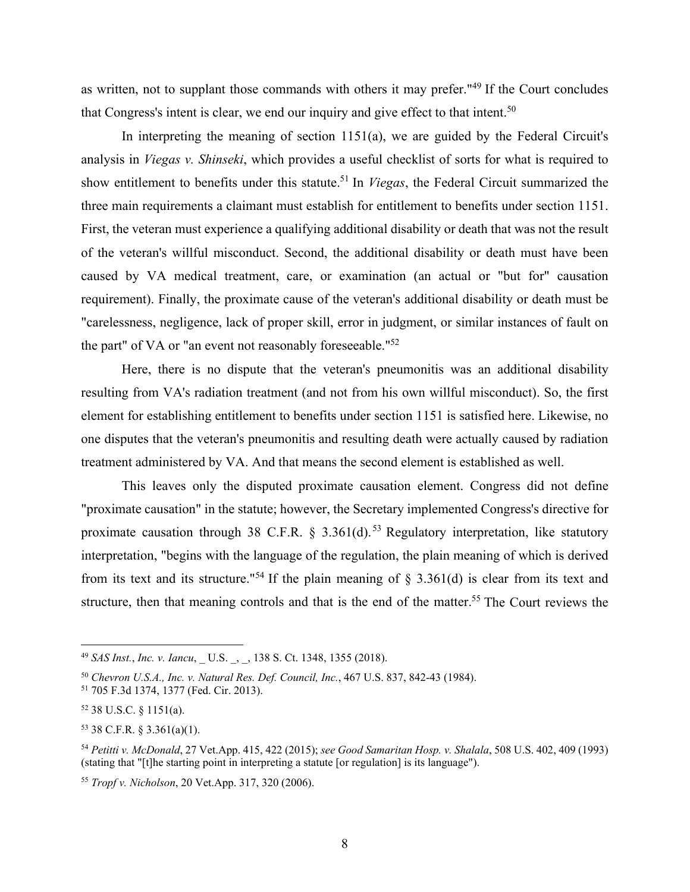as written, not to supplant those commands with others it may prefer."[49] If the Court concludes that Congress's intent is clear, we end our inquiry and give effect to that intent.[50]

In interpreting the meaning of section 1151(a), we are guided by the Federal Circuit's analysis in *Viegas v. Shinseki*, which provides a useful checklist of sorts for what is required to show entitlement to benefits under this statute.[51] In *Viegas*, the Federal Circuit summarized the three main requirements a claimant must establish for entitlement to benefits under section 1151. First, the veteran must experience a qualifying additional disability or death that was not the result of the veteran's willful misconduct. Second, the additional disability or death must have been caused by VA medical treatment, care, or examination (an actual or "but for" causation requirement). Finally, the proximate cause of the veteran's additional disability or death must be "carelessness, negligence, lack of proper skill, error in judgment, or similar instances of fault on the part" of VA or "an event not reasonably foreseeable."[52]

Here, there is no dispute that the veteran's pneumonitis was an additional disability resulting from VA's radiation treatment (and not from his own willful misconduct). So, the first element for establishing entitlement to benefits under section 1151 is satisfied here. Likewise, no one disputes that the veteran's pneumonitis and resulting death were actually caused by radiation treatment administered by VA. And that means the second element is established as well.

This leaves only the disputed proximate causation element. Congress did not define "proximate causation" in the statute; however, the Secretary implemented Congress's directive for proximate causation through 38 C.F.R. § 3.361(d).[53] Regulatory interpretation, like statutory interpretation, "begins with the language of the regulation, the plain meaning of which is derived from its text and its structure."[54] If the plain meaning of § 3.361(d) is clear from its text and structure, then that meaning controls and that is the end of the matter.[55] The Court reviews the

---

[49] *SAS Inst.*, *Inc. v. Iancu*, _ U.S. _, _, 138 S. Ct. 1348, 1355 (2018).

[50] *Chevron U.S.A., Inc. v. Natural Res. Def. Council, Inc.*, 467 U.S. 837, 842-43 (1984).

[51] 705 F.3d 1374, 1377 (Fed. Cir. 2013).

[52] 38 U.S.C. § 1151(a).

[53] 38 C.F.R. § 3.361(a)(1).

[54] *Petitti v. McDonald*, 27 Vet.App. 415, 422 (2015); *see Good Samaritan Hosp. v. Shalala*, 508 U.S. 402, 409 (1993) (stating that "[t]he starting point in interpreting a statute [or regulation] is its language").

[55] *Tropf v. Nicholson*, 20 Vet.App. 317, 320 (2006).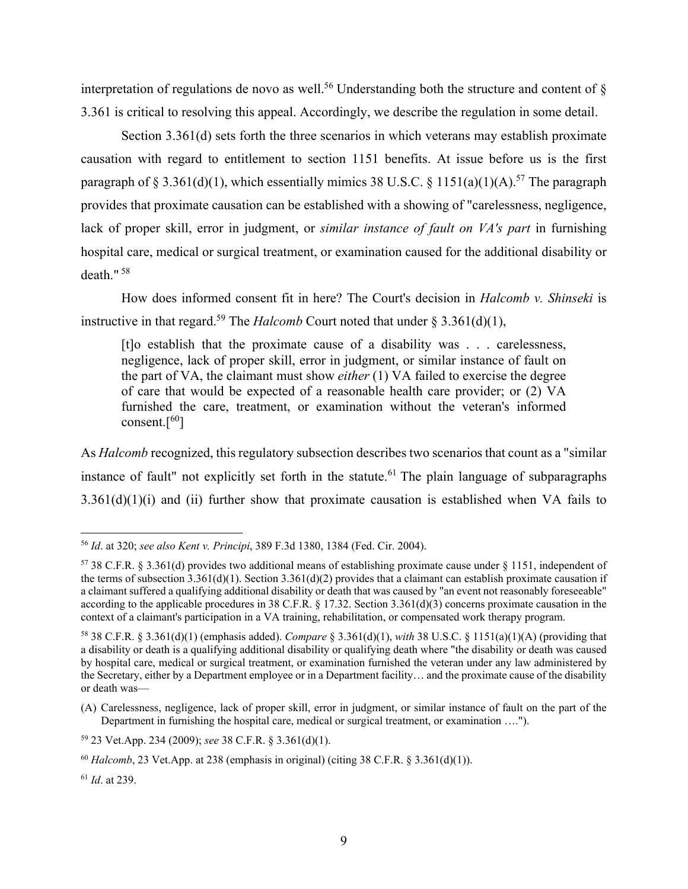interpretation of regulations de novo as well.[56] Understanding both the structure and content of § 3.361 is critical to resolving this appeal. Accordingly, we describe the regulation in some detail.

Section 3.361(d) sets forth the three scenarios in which veterans may establish proximate causation with regard to entitlement to section 1151 benefits. At issue before us is the first paragraph of § 3.361(d)(1), which essentially mimics 38 U.S.C. § 1151(a)(1)(A).[57] The paragraph provides that proximate causation can be established with a showing of "carelessness, negligence, lack of proper skill, error in judgment, or *similar instance of fault on VA's part* in furnishing hospital care, medical or surgical treatment, or examination caused for the additional disability or death." [58]

How does informed consent fit in here? The Court's decision in *Halcomb v. Shinseki* is instructive in that regard.[59] The *Halcomb* Court noted that under § 3.361(d)(1),

> [t]o establish that the proximate cause of a disability was . . . carelessness, negligence, lack of proper skill, error in judgment, or similar instance of fault on the part of VA, the claimant must show *either* (1) VA failed to exercise the degree of care that would be expected of a reasonable health care provider; or (2) VA furnished the care, treatment, or examination without the veteran's informed consent.[[60]]

As *Halcomb* recognized, this regulatory subsection describes two scenarios that count as a "similar instance of fault" not explicitly set forth in the statute.[61] The plain language of subparagraphs 3.361(d)(1)(i) and (ii) further show that proximate causation is established when VA fails to

---

[56] *Id*. at 320; *see also Kent v. Principi*, 389 F.3d 1380, 1384 (Fed. Cir. 2004).

[57] 38 C.F.R. § 3.361(d) provides two additional means of establishing proximate cause under § 1151, independent of the terms of subsection 3.361(d)(1). Section 3.361(d)(2) provides that a claimant can establish proximate causation if a claimant suffered a qualifying additional disability or death that was caused by "an event not reasonably foreseeable" according to the applicable procedures in 38 C.F.R. § 17.32. Section 3.361(d)(3) concerns proximate causation in the context of a claimant's participation in a VA training, rehabilitation, or compensated work therapy program.

[58] 38 C.F.R. § 3.361(d)(1) (emphasis added). *Compare* § 3.361(d)(1), *with* 38 U.S.C. § 1151(a)(1)(A) (providing that a disability or death is a qualifying additional disability or qualifying death where "the disability or death was caused by hospital care, medical or surgical treatment, or examination furnished the veteran under any law administered by the Secretary, either by a Department employee or in a Department facility… and the proximate cause of the disability or death was—

(A) Carelessness, negligence, lack of proper skill, error in judgment, or similar instance of fault on the part of the Department in furnishing the hospital care, medical or surgical treatment, or examination ….").

[59] 23 Vet.App. 234 (2009); *see* 38 C.F.R. § 3.361(d)(1).

[60] *Halcomb*, 23 Vet.App. at 238 (emphasis in original) (citing 38 C.F.R. § 3.361(d)(1)).

[61] *Id*. at 239.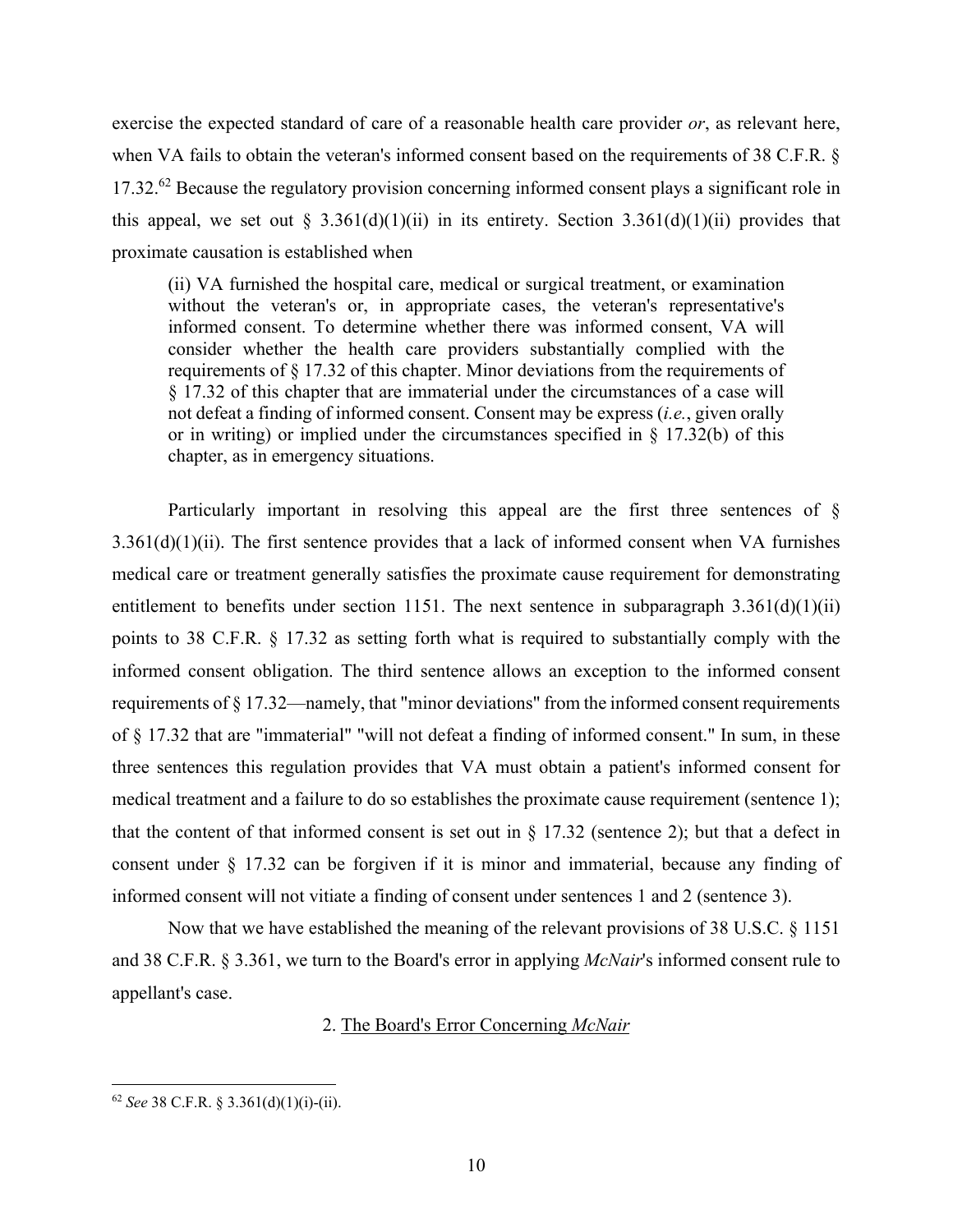exercise the expected standard of care of a reasonable health care provider *or*, as relevant here, when VA fails to obtain the veteran's informed consent based on the requirements of 38 C.F.R. § 17.32.[62] Because the regulatory provision concerning informed consent plays a significant role in this appeal, we set out § 3.361(d)(1)(ii) in its entirety. Section 3.361(d)(1)(ii) provides that proximate causation is established when

> (ii) VA furnished the hospital care, medical or surgical treatment, or examination without the veteran's or, in appropriate cases, the veteran's representative's informed consent. To determine whether there was informed consent, VA will consider whether the health care providers substantially complied with the requirements of § 17.32 of this chapter. Minor deviations from the requirements of § 17.32 of this chapter that are immaterial under the circumstances of a case will not defeat a finding of informed consent. Consent may be express (*i.e.*, given orally or in writing) or implied under the circumstances specified in § 17.32(b) of this chapter, as in emergency situations.

Particularly important in resolving this appeal are the first three sentences of § 3.361(d)(1)(ii). The first sentence provides that a lack of informed consent when VA furnishes medical care or treatment generally satisfies the proximate cause requirement for demonstrating entitlement to benefits under section 1151. The next sentence in subparagraph 3.361(d)(1)(ii) points to 38 C.F.R. § 17.32 as setting forth what is required to substantially comply with the informed consent obligation. The third sentence allows an exception to the informed consent requirements of § 17.32—namely, that "minor deviations" from the informed consent requirements of § 17.32 that are "immaterial" "will not defeat a finding of informed consent." In sum, in these three sentences this regulation provides that VA must obtain a patient's informed consent for medical treatment and a failure to do so establishes the proximate cause requirement (sentence 1); that the content of that informed consent is set out in § 17.32 (sentence 2); but that a defect in consent under § 17.32 can be forgiven if it is minor and immaterial, because any finding of informed consent will not vitiate a finding of consent under sentences 1 and 2 (sentence 3).

Now that we have established the meaning of the relevant provisions of 38 U.S.C. § 1151 and 38 C.F.R. § 3.361, we turn to the Board's error in applying *McNair*'s informed consent rule to appellant's case.

2. <u>The Board's Error Concerning *McNair*</u>

---

[62] *See* 38 C.F.R. § 3.361(d)(1)(i)-(ii).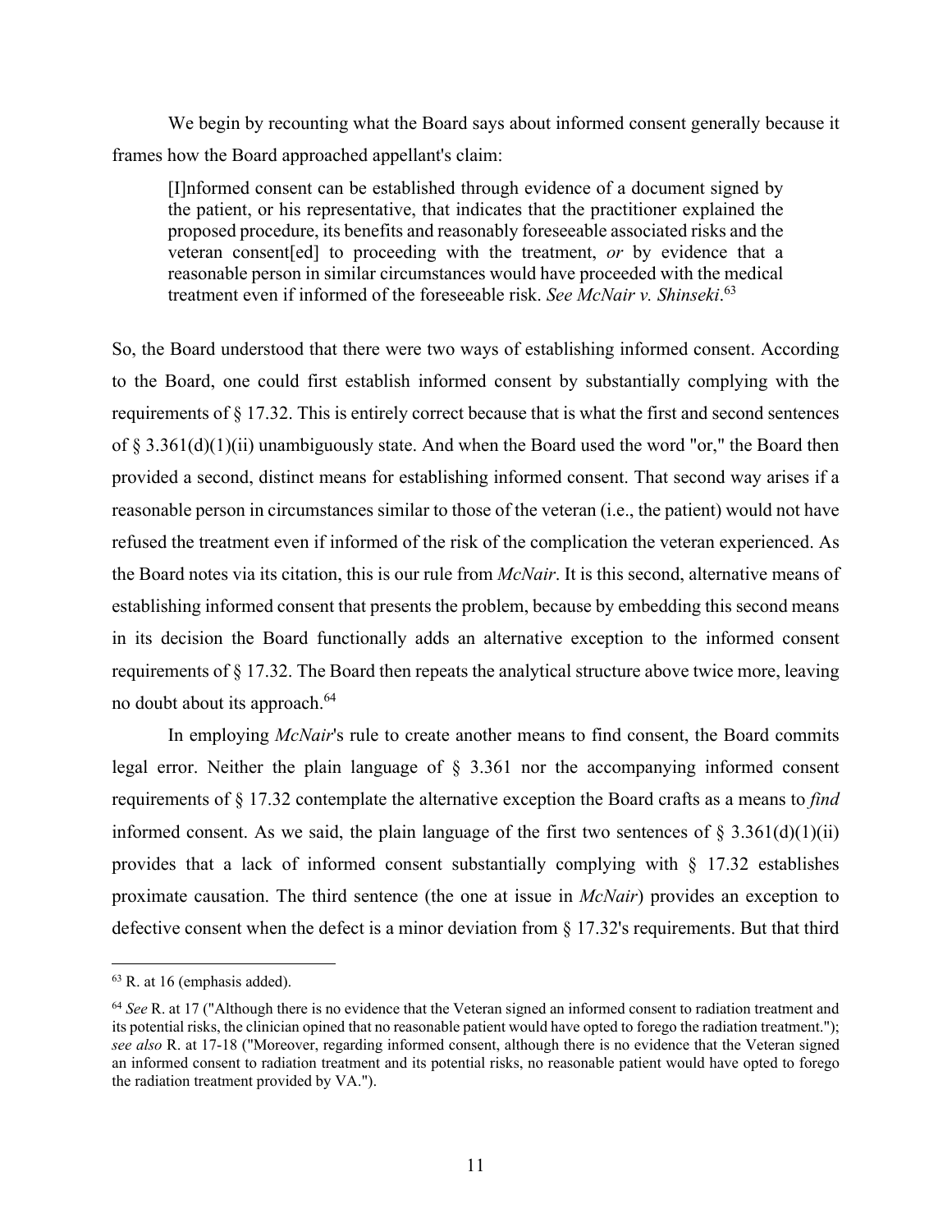We begin by recounting what the Board says about informed consent generally because it frames how the Board approached appellant's claim:

> [I]nformed consent can be established through evidence of a document signed by the patient, or his representative, that indicates that the practitioner explained the proposed procedure, its benefits and reasonably foreseeable associated risks and the veteran consent[ed] to proceeding with the treatment, *or* by evidence that a reasonable person in similar circumstances would have proceeded with the medical treatment even if informed of the foreseeable risk. *See McNair v. Shinseki*.[63]

So, the Board understood that there were two ways of establishing informed consent. According to the Board, one could first establish informed consent by substantially complying with the requirements of § 17.32. This is entirely correct because that is what the first and second sentences of § 3.361(d)(1)(ii) unambiguously state. And when the Board used the word "or," the Board then provided a second, distinct means for establishing informed consent. That second way arises if a reasonable person in circumstances similar to those of the veteran (i.e., the patient) would not have refused the treatment even if informed of the risk of the complication the veteran experienced. As the Board notes via its citation, this is our rule from *McNair*. It is this second, alternative means of establishing informed consent that presents the problem, because by embedding this second means in its decision the Board functionally adds an alternative exception to the informed consent requirements of § 17.32. The Board then repeats the analytical structure above twice more, leaving no doubt about its approach.[64]

In employing *McNair*'s rule to create another means to find consent, the Board commits legal error. Neither the plain language of § 3.361 nor the accompanying informed consent requirements of § 17.32 contemplate the alternative exception the Board crafts as a means to *find* informed consent. As we said, the plain language of the first two sentences of § 3.361(d)(1)(ii) provides that a lack of informed consent substantially complying with § 17.32 establishes proximate causation. The third sentence (the one at issue in *McNair*) provides an exception to defective consent when the defect is a minor deviation from § 17.32's requirements. But that third

---

[63] R. at 16 (emphasis added).

[64] *See* R. at 17 ("Although there is no evidence that the Veteran signed an informed consent to radiation treatment and its potential risks, the clinician opined that no reasonable patient would have opted to forego the radiation treatment."); *see also* R. at 17-18 ("Moreover, regarding informed consent, although there is no evidence that the Veteran signed an informed consent to radiation treatment and its potential risks, no reasonable patient would have opted to forego the radiation treatment provided by VA.").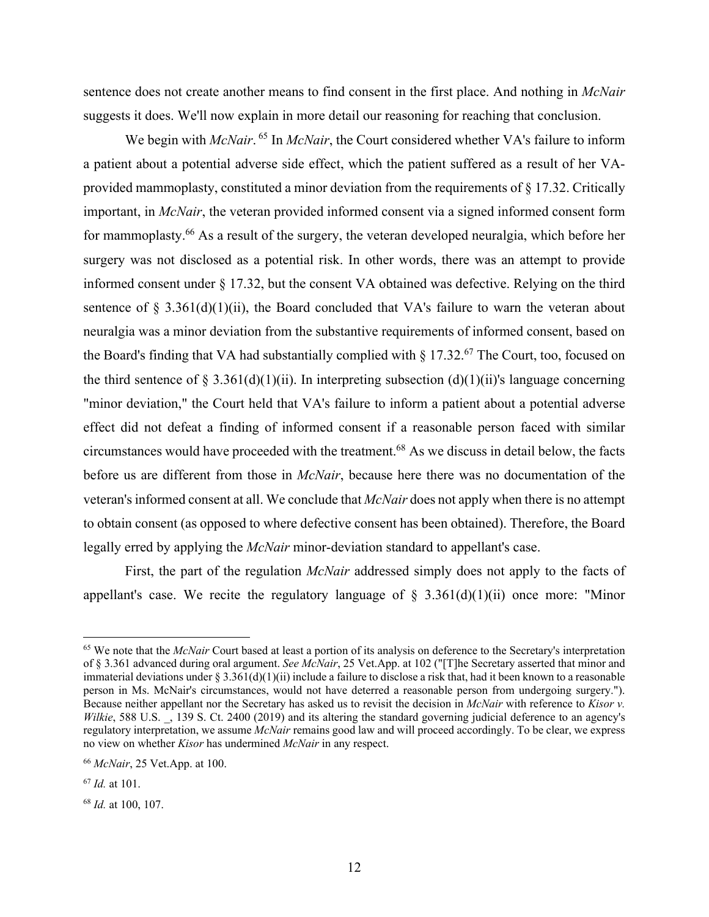sentence does not create another means to find consent in the first place. And nothing in *McNair* suggests it does. We'll now explain in more detail our reasoning for reaching that conclusion.

We begin with *McNair*. [65] In *McNair*, the Court considered whether VA's failure to inform a patient about a potential adverse side effect, which the patient suffered as a result of her VA-provided mammoplasty, constituted a minor deviation from the requirements of § 17.32. Critically important, in *McNair*, the veteran provided informed consent via a signed informed consent form for mammoplasty.[66] As a result of the surgery, the veteran developed neuralgia, which before her surgery was not disclosed as a potential risk. In other words, there was an attempt to provide informed consent under § 17.32, but the consent VA obtained was defective. Relying on the third sentence of § 3.361(d)(1)(ii), the Board concluded that VA's failure to warn the veteran about neuralgia was a minor deviation from the substantive requirements of informed consent, based on the Board's finding that VA had substantially complied with § 17.32.[67] The Court, too, focused on the third sentence of § 3.361(d)(1)(ii). In interpreting subsection (d)(1)(ii)'s language concerning "minor deviation," the Court held that VA's failure to inform a patient about a potential adverse effect did not defeat a finding of informed consent if a reasonable person faced with similar circumstances would have proceeded with the treatment.[68] As we discuss in detail below, the facts before us are different from those in *McNair*, because here there was no documentation of the veteran's informed consent at all. We conclude that *McNair* does not apply when there is no attempt to obtain consent (as opposed to where defective consent has been obtained). Therefore, the Board legally erred by applying the *McNair* minor-deviation standard to appellant's case.

First, the part of the regulation *McNair* addressed simply does not apply to the facts of appellant's case. We recite the regulatory language of § 3.361(d)(1)(ii) once more: "Minor

---

[65] We note that the *McNair* Court based at least a portion of its analysis on deference to the Secretary's interpretation of § 3.361 advanced during oral argument. *See McNair*, 25 Vet.App. at 102 ("[T]he Secretary asserted that minor and immaterial deviations under § 3.361(d)(1)(ii) include a failure to disclose a risk that, had it been known to a reasonable person in Ms. McNair's circumstances, would not have deterred a reasonable person from undergoing surgery."). Because neither appellant nor the Secretary has asked us to revisit the decision in *McNair* with reference to *Kisor v. Wilkie*, 588 U.S. _, 139 S. Ct. 2400 (2019) and its altering the standard governing judicial deference to an agency's regulatory interpretation, we assume *McNair* remains good law and will proceed accordingly. To be clear, we express no view on whether *Kisor* has undermined *McNair* in any respect.

[66] *McNair*, 25 Vet.App. at 100.

[67] *Id.* at 101.

[68] *Id.* at 100, 107.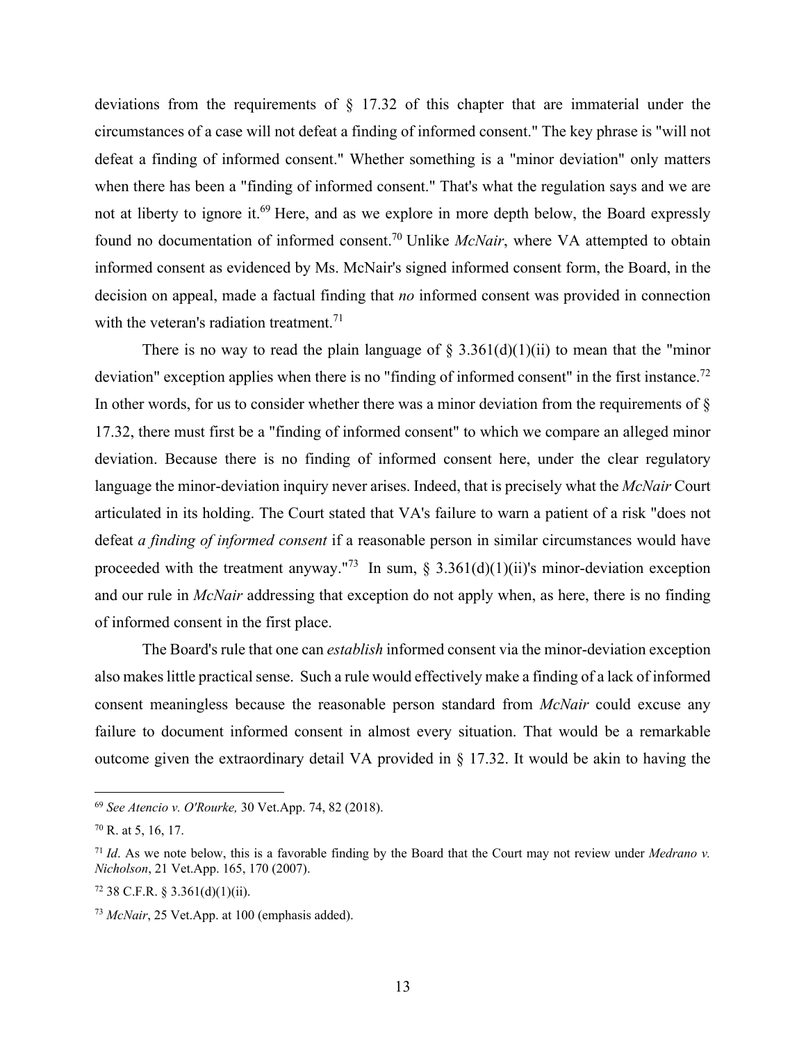deviations from the requirements of § 17.32 of this chapter that are immaterial under the circumstances of a case will not defeat a finding of informed consent." The key phrase is "will not defeat a finding of informed consent." Whether something is a "minor deviation" only matters when there has been a "finding of informed consent." That's what the regulation says and we are not at liberty to ignore it.[69] Here, and as we explore in more depth below, the Board expressly found no documentation of informed consent.[70] Unlike *McNair*, where VA attempted to obtain informed consent as evidenced by Ms. McNair's signed informed consent form, the Board, in the decision on appeal, made a factual finding that *no* informed consent was provided in connection with the veteran's radiation treatment.[71]

There is no way to read the plain language of § 3.361(d)(1)(ii) to mean that the "minor deviation" exception applies when there is no "finding of informed consent" in the first instance.[72] In other words, for us to consider whether there was a minor deviation from the requirements of § 17.32, there must first be a "finding of informed consent" to which we compare an alleged minor deviation. Because there is no finding of informed consent here, under the clear regulatory language the minor-deviation inquiry never arises. Indeed, that is precisely what the *McNair* Court articulated in its holding. The Court stated that VA's failure to warn a patient of a risk "does not defeat *a finding of informed consent* if a reasonable person in similar circumstances would have proceeded with the treatment anyway."[73] In sum, § 3.361(d)(1)(ii)'s minor-deviation exception and our rule in *McNair* addressing that exception do not apply when, as here, there is no finding of informed consent in the first place.

The Board's rule that one can *establish* informed consent via the minor-deviation exception also makes little practical sense. Such a rule would effectively make a finding of a lack of informed consent meaningless because the reasonable person standard from *McNair* could excuse any failure to document informed consent in almost every situation. That would be a remarkable outcome given the extraordinary detail VA provided in § 17.32. It would be akin to having the

---

[69] *See Atencio v. O'Rourke,* 30 Vet.App. 74, 82 (2018).

[70] R. at 5, 16, 17.

[71] *Id*. As we note below, this is a favorable finding by the Board that the Court may not review under *Medrano v. Nicholson*, 21 Vet.App. 165, 170 (2007).

[72] 38 C.F.R. § 3.361(d)(1)(ii).

[73] *McNair*, 25 Vet.App. at 100 (emphasis added).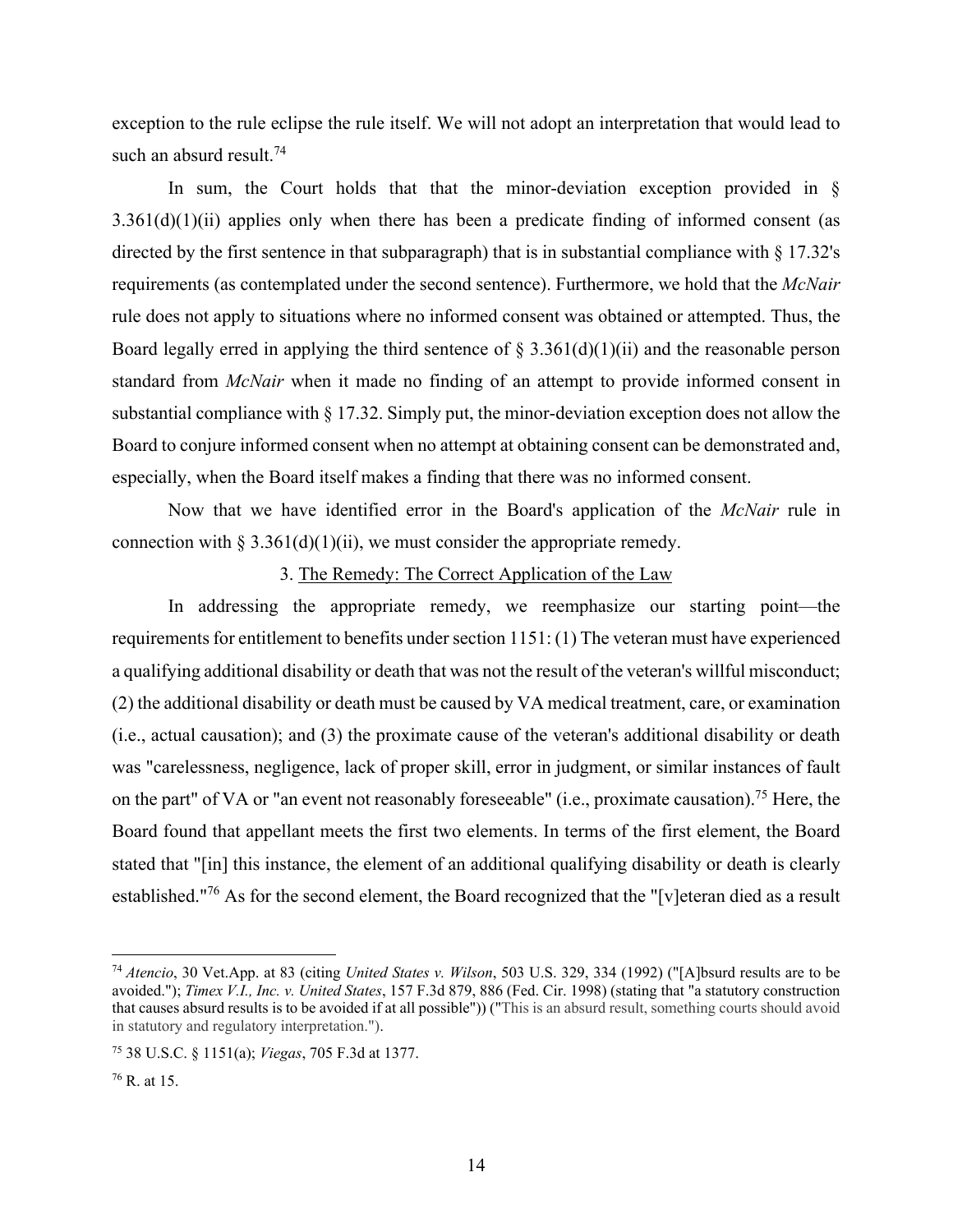exception to the rule eclipse the rule itself. We will not adopt an interpretation that would lead to such an absurd result.[74]

In sum, the Court holds that that the minor-deviation exception provided in § 3.361(d)(1)(ii) applies only when there has been a predicate finding of informed consent (as directed by the first sentence in that subparagraph) that is in substantial compliance with § 17.32's requirements (as contemplated under the second sentence). Furthermore, we hold that the *McNair* rule does not apply to situations where no informed consent was obtained or attempted. Thus, the Board legally erred in applying the third sentence of § 3.361(d)(1)(ii) and the reasonable person standard from *McNair* when it made no finding of an attempt to provide informed consent in substantial compliance with § 17.32. Simply put, the minor-deviation exception does not allow the Board to conjure informed consent when no attempt at obtaining consent can be demonstrated and, especially, when the Board itself makes a finding that there was no informed consent.

Now that we have identified error in the Board's application of the *McNair* rule in connection with § 3.361(d)(1)(ii), we must consider the appropriate remedy.

3. <u>The Remedy: The Correct Application of the Law</u>

In addressing the appropriate remedy, we reemphasize our starting point—the requirements for entitlement to benefits under section 1151: (1) The veteran must have experienced a qualifying additional disability or death that was not the result of the veteran's willful misconduct; (2) the additional disability or death must be caused by VA medical treatment, care, or examination (i.e., actual causation); and (3) the proximate cause of the veteran's additional disability or death was "carelessness, negligence, lack of proper skill, error in judgment, or similar instances of fault on the part" of VA or "an event not reasonably foreseeable" (i.e., proximate causation).[75] Here, the Board found that appellant meets the first two elements. In terms of the first element, the Board stated that "[in] this instance, the element of an additional qualifying disability or death is clearly established."[76] As for the second element, the Board recognized that the "[v]eteran died as a result

---

[74] *Atencio*, 30 Vet.App. at 83 (citing *United States v. Wilson*, 503 U.S. 329, 334 (1992) ("[A]bsurd results are to be avoided."); *Timex V.I., Inc. v. United States*, 157 F.3d 879, 886 (Fed. Cir. 1998) (stating that "a statutory construction that causes absurd results is to be avoided if at all possible")) ("This is an absurd result, something courts should avoid in statutory and regulatory interpretation.").

[75] 38 U.S.C. § 1151(a); *Viegas*, 705 F.3d at 1377.

[76] R. at 15.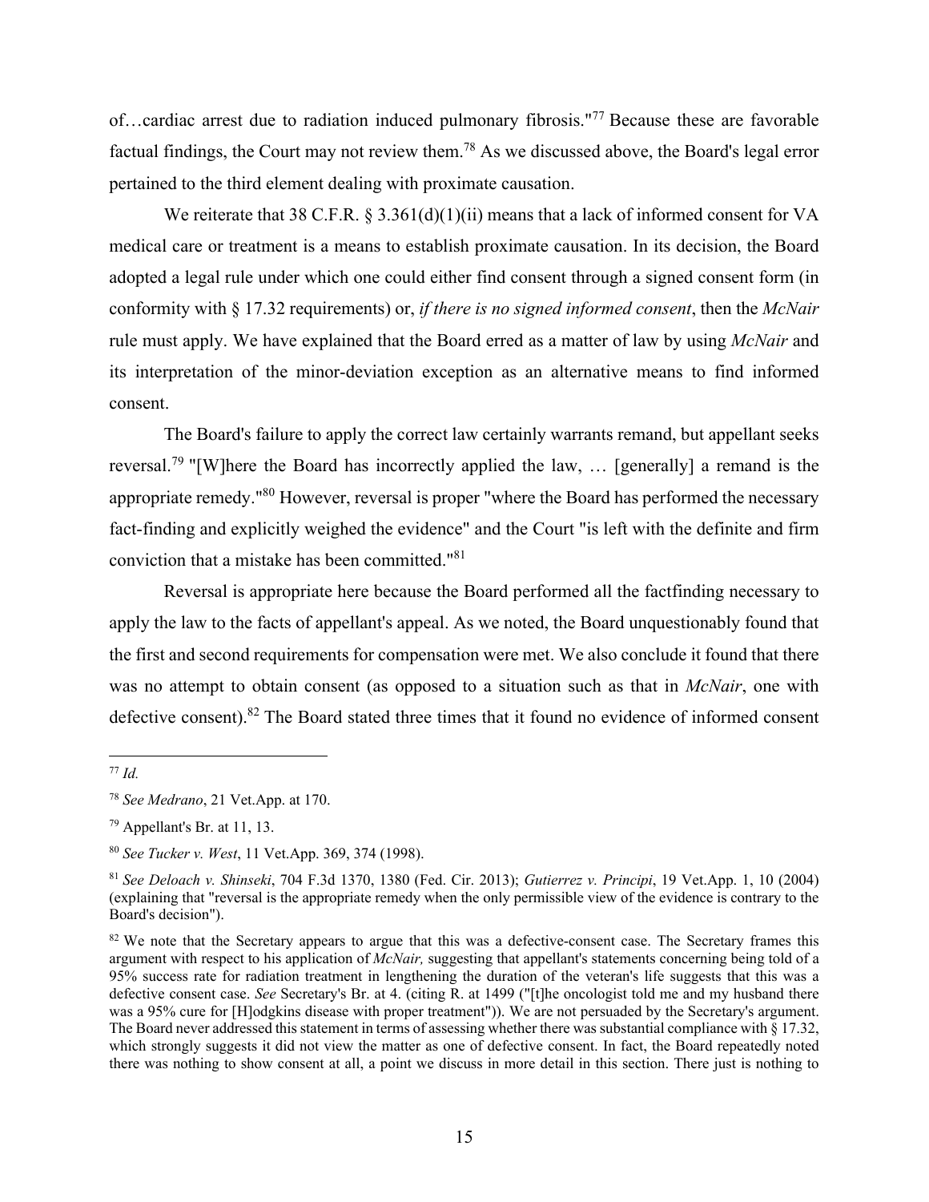of…cardiac arrest due to radiation induced pulmonary fibrosis."[77] Because these are favorable factual findings, the Court may not review them.[78] As we discussed above, the Board's legal error pertained to the third element dealing with proximate causation.

We reiterate that 38 C.F.R. § 3.361(d)(1)(ii) means that a lack of informed consent for VA medical care or treatment is a means to establish proximate causation. In its decision, the Board adopted a legal rule under which one could either find consent through a signed consent form (in conformity with § 17.32 requirements) or, *if there is no signed informed consent*, then the *McNair* rule must apply. We have explained that the Board erred as a matter of law by using *McNair* and its interpretation of the minor-deviation exception as an alternative means to find informed consent.

The Board's failure to apply the correct law certainly warrants remand, but appellant seeks reversal.[79] "[W]here the Board has incorrectly applied the law, … [generally] a remand is the appropriate remedy."[80] However, reversal is proper "where the Board has performed the necessary fact-finding and explicitly weighed the evidence" and the Court "is left with the definite and firm conviction that a mistake has been committed."[81]

Reversal is appropriate here because the Board performed all the factfinding necessary to apply the law to the facts of appellant's appeal. As we noted, the Board unquestionably found that the first and second requirements for compensation were met. We also conclude it found that there was no attempt to obtain consent (as opposed to a situation such as that in *McNair*, one with defective consent).[82] The Board stated three times that it found no evidence of informed consent

---

[77] *Id.*

[78] *See Medrano*, 21 Vet.App. at 170.

[79] Appellant's Br. at 11, 13.

[80] *See Tucker v. West*, 11 Vet.App. 369, 374 (1998).

[81] *See Deloach v. Shinseki*, 704 F.3d 1370, 1380 (Fed. Cir. 2013); *Gutierrez v. Principi*, 19 Vet.App. 1, 10 (2004) (explaining that "reversal is the appropriate remedy when the only permissible view of the evidence is contrary to the Board's decision").

[82] We note that the Secretary appears to argue that this was a defective-consent case. The Secretary frames this argument with respect to his application of *McNair,* suggesting that appellant's statements concerning being told of a 95% success rate for radiation treatment in lengthening the duration of the veteran's life suggests that this was a defective consent case. *See* Secretary's Br. at 4. (citing R. at 1499 ("[t]he oncologist told me and my husband there was a 95% cure for [H]odgkins disease with proper treatment")). We are not persuaded by the Secretary's argument. The Board never addressed this statement in terms of assessing whether there was substantial compliance with § 17.32, which strongly suggests it did not view the matter as one of defective consent. In fact, the Board repeatedly noted there was nothing to show consent at all, a point we discuss in more detail in this section. There just is nothing to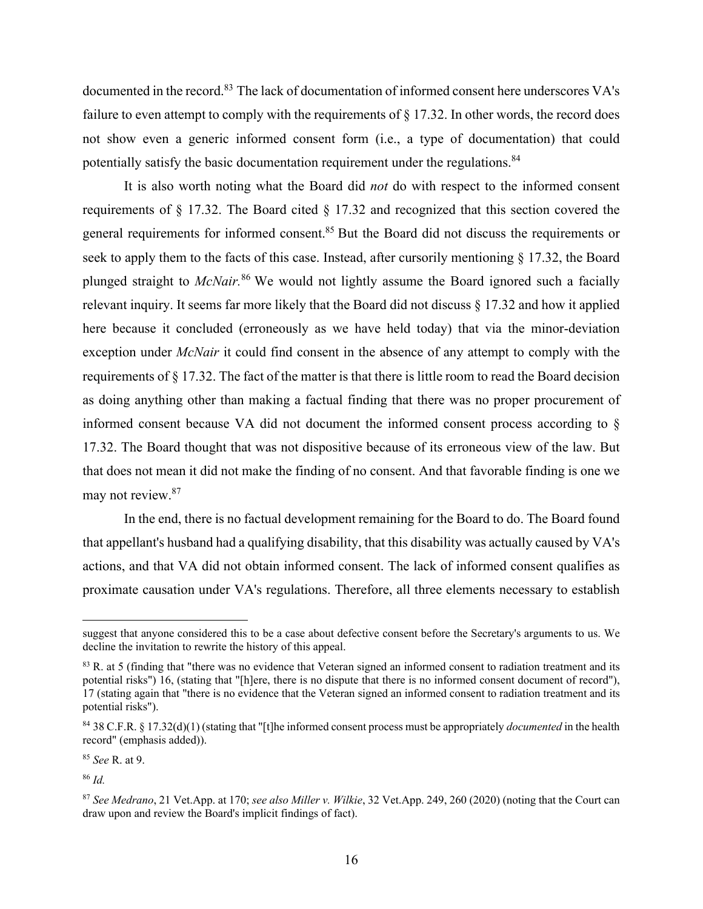documented in the record.[83] The lack of documentation of informed consent here underscores VA's failure to even attempt to comply with the requirements of § 17.32. In other words, the record does not show even a generic informed consent form (i.e., a type of documentation) that could potentially satisfy the basic documentation requirement under the regulations.[84]

It is also worth noting what the Board did *not* do with respect to the informed consent requirements of § 17.32. The Board cited § 17.32 and recognized that this section covered the general requirements for informed consent.[85] But the Board did not discuss the requirements or seek to apply them to the facts of this case. Instead, after cursorily mentioning § 17.32, the Board plunged straight to *McNair.*[86] We would not lightly assume the Board ignored such a facially relevant inquiry. It seems far more likely that the Board did not discuss § 17.32 and how it applied here because it concluded (erroneously as we have held today) that via the minor-deviation exception under *McNair* it could find consent in the absence of any attempt to comply with the requirements of § 17.32. The fact of the matter is that there is little room to read the Board decision as doing anything other than making a factual finding that there was no proper procurement of informed consent because VA did not document the informed consent process according to § 17.32. The Board thought that was not dispositive because of its erroneous view of the law. But that does not mean it did not make the finding of no consent. And that favorable finding is one we may not review.[87]

In the end, there is no factual development remaining for the Board to do. The Board found that appellant's husband had a qualifying disability, that this disability was actually caused by VA's actions, and that VA did not obtain informed consent. The lack of informed consent qualifies as proximate causation under VA's regulations. Therefore, all three elements necessary to establish

---

suggest that anyone considered this to be a case about defective consent before the Secretary's arguments to us. We decline the invitation to rewrite the history of this appeal.

[83] R. at 5 (finding that "there was no evidence that Veteran signed an informed consent to radiation treatment and its potential risks") 16, (stating that "[h]ere, there is no dispute that there is no informed consent document of record"), 17 (stating again that "there is no evidence that the Veteran signed an informed consent to radiation treatment and its potential risks").

[84] 38 C.F.R. § 17.32(d)(1) (stating that "[t]he informed consent process must be appropriately *documented* in the health record" (emphasis added)).

[85] *See* R. at 9.

[86] *Id.*

[87] *See Medrano*, 21 Vet.App. at 170; *see also Miller v. Wilkie*, 32 Vet.App. 249, 260 (2020) (noting that the Court can draw upon and review the Board's implicit findings of fact).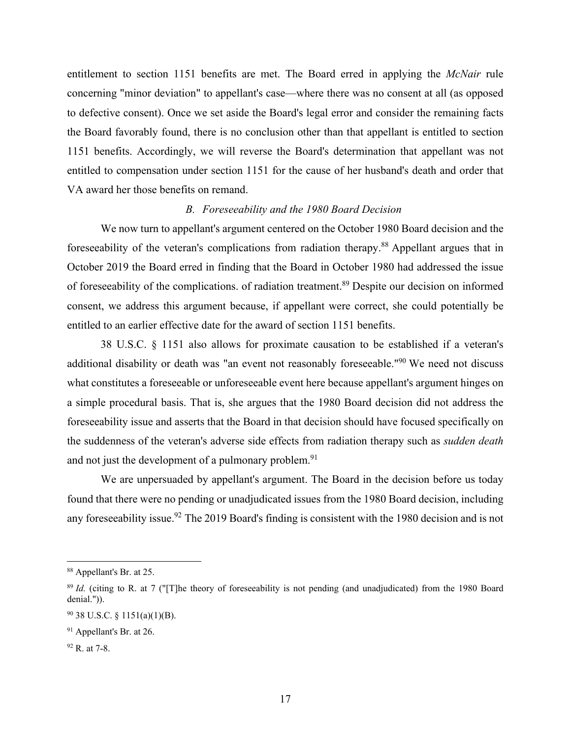entitlement to section 1151 benefits are met. The Board erred in applying the *McNair* rule concerning "minor deviation" to appellant's case—where there was no consent at all (as opposed to defective consent). Once we set aside the Board's legal error and consider the remaining facts the Board favorably found, there is no conclusion other than that appellant is entitled to section 1151 benefits. Accordingly, we will reverse the Board's determination that appellant was not entitled to compensation under section 1151 for the cause of her husband's death and order that VA award her those benefits on remand.

### *B. Foreseeability and the 1980 Board Decision*

We now turn to appellant's argument centered on the October 1980 Board decision and the foreseeability of the veteran's complications from radiation therapy.[88] Appellant argues that in October 2019 the Board erred in finding that the Board in October 1980 had addressed the issue of foreseeability of the complications. of radiation treatment.[89] Despite our decision on informed consent, we address this argument because, if appellant were correct, she could potentially be entitled to an earlier effective date for the award of section 1151 benefits.

38 U.S.C. § 1151 also allows for proximate causation to be established if a veteran's additional disability or death was "an event not reasonably foreseeable."[90] We need not discuss what constitutes a foreseeable or unforeseeable event here because appellant's argument hinges on a simple procedural basis. That is, she argues that the 1980 Board decision did not address the foreseeability issue and asserts that the Board in that decision should have focused specifically on the suddenness of the veteran's adverse side effects from radiation therapy such as *sudden death* and not just the development of a pulmonary problem.[91]

We are unpersuaded by appellant's argument. The Board in the decision before us today found that there were no pending or unadjudicated issues from the 1980 Board decision, including any foreseeability issue.[92] The 2019 Board's finding is consistent with the 1980 decision and is not

---

[88] Appellant's Br. at 25.

[89] *Id.* (citing to R. at 7 ("[T]he theory of foreseeability is not pending (and unadjudicated) from the 1980 Board denial.")).

[90] 38 U.S.C. § 1151(a)(1)(B).

[91] Appellant's Br. at 26.

[92] R. at 7-8.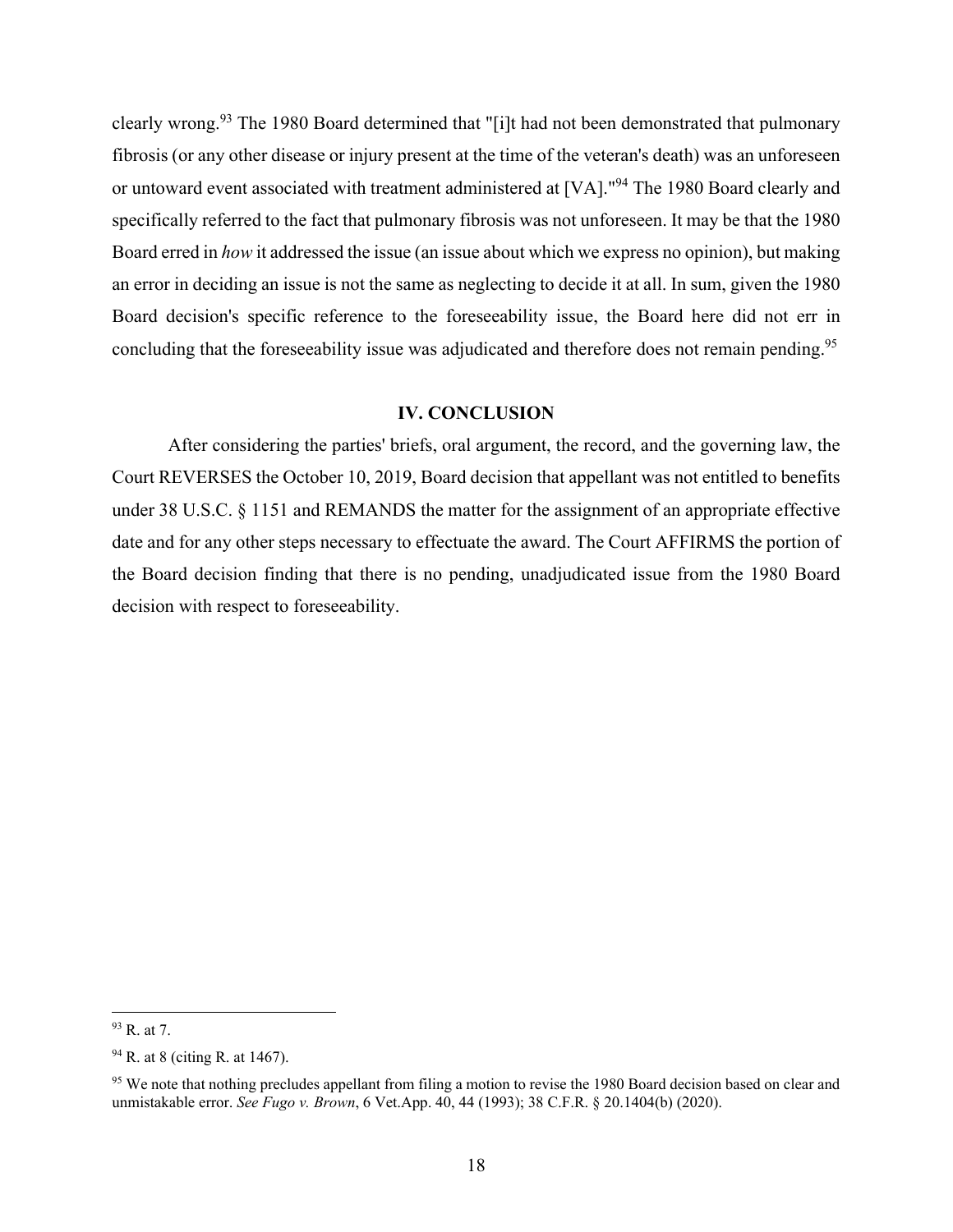clearly wrong.[93] The 1980 Board determined that "[i]t had not been demonstrated that pulmonary fibrosis (or any other disease or injury present at the time of the veteran's death) was an unforeseen or untoward event associated with treatment administered at [VA]."[94] The 1980 Board clearly and specifically referred to the fact that pulmonary fibrosis was not unforeseen. It may be that the 1980 Board erred in *how* it addressed the issue (an issue about which we express no opinion), but making an error in deciding an issue is not the same as neglecting to decide it at all. In sum, given the 1980 Board decision's specific reference to the foreseeability issue, the Board here did not err in concluding that the foreseeability issue was adjudicated and therefore does not remain pending.[95]

## IV. CONCLUSION

After considering the parties' briefs, oral argument, the record, and the governing law, the Court REVERSES the October 10, 2019, Board decision that appellant was not entitled to benefits under 38 U.S.C. § 1151 and REMANDS the matter for the assignment of an appropriate effective date and for any other steps necessary to effectuate the award. The Court AFFIRMS the portion of the Board decision finding that there is no pending, unadjudicated issue from the 1980 Board decision with respect to foreseeability.

---

[93] R. at 7.

[94] R. at 8 (citing R. at 1467).

[95] We note that nothing precludes appellant from filing a motion to revise the 1980 Board decision based on clear and unmistakable error. *See Fugo v. Brown*, 6 Vet.App. 40, 44 (1993); 38 C.F.R. § 20.1404(b) (2020).